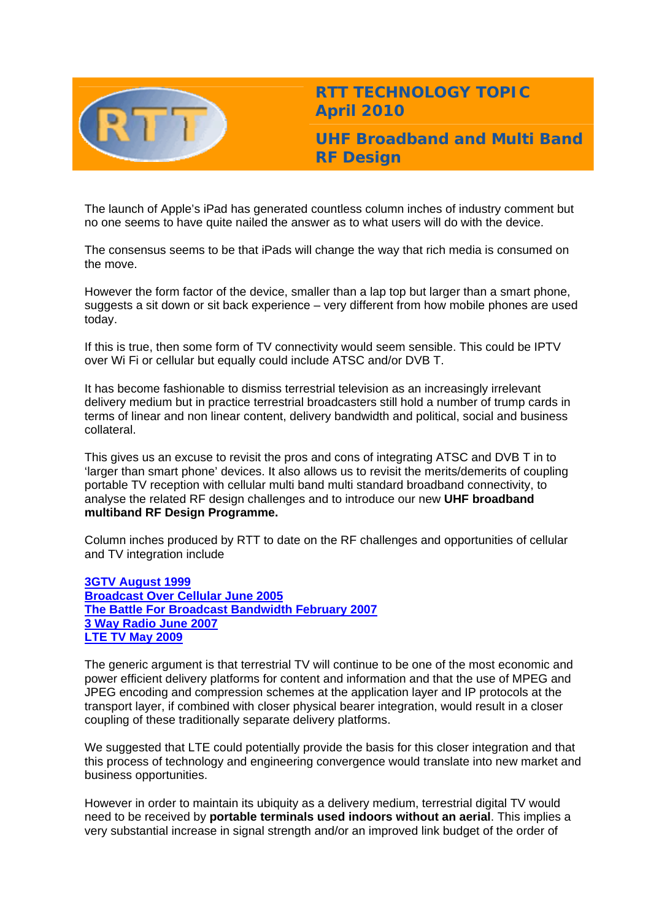# RTT TECHNOLOGY TOPIC April 2010

## UHF Broadband and Multi Band RF Design

The launch of Apple's iPad has generated countless column inches of industry comment but no one seems to have quite nailed the answer as to what users will do with the device.

The consensus seems to be that iPads will change the way that rich media is consumed on the move.

However the form factor of the device, smaller than a lap top but larger than a smart phone, suggests a sit down or sit back experience – very different from how mobile phones are used today.

If this is true, then some form of TV connectivity would seem sensible. This could be IPTV over Wi Fi or cellular but equally could include ATSC and/or DVB T.

It has become fashionable to dismiss terrestrial television as an increasingly irrelevant delivery medium but in practice terrestrial broadcasters still hold a number of trump cards in terms of linear and non linear content, delivery bandwidth and political, social and business collateral.

This gives us an excuse to revisit the pros and cons of integrating ATSC and DVB T in to 'larger than smart phone' devices. It also allows us to revisit the merits/demerits of coupling portable TV reception with cellular multi band multi standard broadband connectivity, to analyse the related RF design challenges and to introduce our new **UHF broadband multiband RF Design Programme.**

Column inches produced by RTT to date on the RF challenges and opportunities of cellular and TV integration include

**3GTV August 1999**
**Broadcast Over Cellular June 2005**
**The Battle For Broadcast Bandwidth February 2007**
**3 Way Radio June 2007**
**LTE TV May 2009**

The generic argument is that terrestrial TV will continue to be one of the most economic and power efficient delivery platforms for content and information and that the use of MPEG and JPEG encoding and compression schemes at the application layer and IP protocols at the transport layer, if combined with closer physical bearer integration, would result in a closer coupling of these traditionally separate delivery platforms.

We suggested that LTE could potentially provide the basis for this closer integration and that this process of technology and engineering convergence would translate into new market and business opportunities.

However in order to maintain its ubiquity as a delivery medium, terrestrial digital TV would need to be received by **portable terminals used indoors without an aerial**. This implies a very substantial increase in signal strength and/or an improved link budget of the order of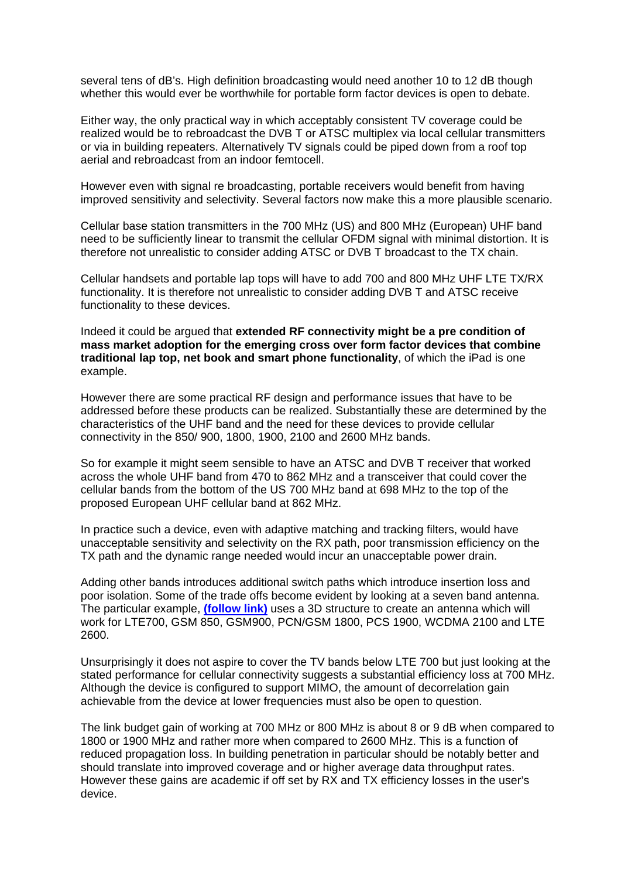several tens of dB's. High definition broadcasting would need another 10 to 12 dB though whether this would ever be worthwhile for portable form factor devices is open to debate.

Either way, the only practical way in which acceptably consistent TV coverage could be realized would be to rebroadcast the DVB T or ATSC multiplex via local cellular transmitters or via in building repeaters. Alternatively TV signals could be piped down from a roof top aerial and rebroadcast from an indoor femtocell.

However even with signal re broadcasting, portable receivers would benefit from having improved sensitivity and selectivity. Several factors now make this a more plausible scenario.

Cellular base station transmitters in the 700 MHz (US) and 800 MHz (European) UHF band need to be sufficiently linear to transmit the cellular OFDM signal with minimal distortion. It is therefore not unrealistic to consider adding ATSC or DVB T broadcast to the TX chain.

Cellular handsets and portable lap tops will have to add 700 and 800 MHz UHF LTE TX/RX functionality. It is therefore not unrealistic to consider adding DVB T and ATSC receive functionality to these devices.

Indeed it could be argued that **extended RF connectivity might be a pre condition of mass market adoption for the emerging cross over form factor devices that combine traditional lap top, net book and smart phone functionality**, of which the iPad is one example.

However there are some practical RF design and performance issues that have to be addressed before these products can be realized. Substantially these are determined by the characteristics of the UHF band and the need for these devices to provide cellular connectivity in the 850/ 900, 1800, 1900, 2100 and 2600 MHz bands.

So for example it might seem sensible to have an ATSC and DVB T receiver that worked across the whole UHF band from 470 to 862 MHz and a transceiver that could cover the cellular bands from the bottom of the US 700 MHz band at 698 MHz to the top of the proposed European UHF cellular band at 862 MHz.

In practice such a device, even with adaptive matching and tracking filters, would have unacceptable sensitivity and selectivity on the RX path, poor transmission efficiency on the TX path and the dynamic range needed would incur an unacceptable power drain.

Adding other bands introduces additional switch paths which introduce insertion loss and poor isolation. Some of the trade offs become evident by looking at a seven band antenna. The particular example, **(follow link)** uses a 3D structure to create an antenna which will work for LTE700, GSM 850, GSM900, PCN/GSM 1800, PCS 1900, WCDMA 2100 and LTE 2600.

Unsurprisingly it does not aspire to cover the TV bands below LTE 700 but just looking at the stated performance for cellular connectivity suggests a substantial efficiency loss at 700 MHz. Although the device is configured to support MIMO, the amount of decorrelation gain achievable from the device at lower frequencies must also be open to question.

The link budget gain of working at 700 MHz or 800 MHz is about 8 or 9 dB when compared to 1800 or 1900 MHz and rather more when compared to 2600 MHz. This is a function of reduced propagation loss. In building penetration in particular should be notably better and should translate into improved coverage and or higher average data throughput rates. However these gains are academic if off set by RX and TX efficiency losses in the user's device.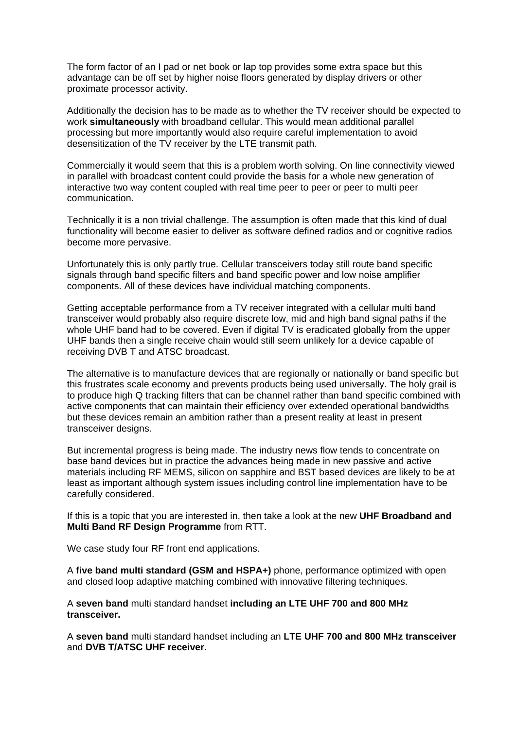The form factor of an I pad or net book or lap top provides some extra space but this advantage can be off set by higher noise floors generated by display drivers or other proximate processor activity.

Additionally the decision has to be made as to whether the TV receiver should be expected to work **simultaneously** with broadband cellular. This would mean additional parallel processing but more importantly would also require careful implementation to avoid desensitization of the TV receiver by the LTE transmit path.

Commercially it would seem that this is a problem worth solving. On line connectivity viewed in parallel with broadcast content could provide the basis for a whole new generation of interactive two way content coupled with real time peer to peer or peer to multi peer communication.

Technically it is a non trivial challenge. The assumption is often made that this kind of dual functionality will become easier to deliver as software defined radios and or cognitive radios become more pervasive.

Unfortunately this is only partly true. Cellular transceivers today still route band specific signals through band specific filters and band specific power and low noise amplifier components. All of these devices have individual matching components.

Getting acceptable performance from a TV receiver integrated with a cellular multi band transceiver would probably also require discrete low, mid and high band signal paths if the whole UHF band had to be covered. Even if digital TV is eradicated globally from the upper UHF bands then a single receive chain would still seem unlikely for a device capable of receiving DVB T and ATSC broadcast.

The alternative is to manufacture devices that are regionally or nationally or band specific but this frustrates scale economy and prevents products being used universally. The holy grail is to produce high Q tracking filters that can be channel rather than band specific combined with active components that can maintain their efficiency over extended operational bandwidths but these devices remain an ambition rather than a present reality at least in present transceiver designs.

But incremental progress is being made. The industry news flow tends to concentrate on base band devices but in practice the advances being made in new passive and active materials including RF MEMS, silicon on sapphire and BST based devices are likely to be at least as important although system issues including control line implementation have to be carefully considered.

If this is a topic that you are interested in, then take a look at the new **UHF Broadband and Multi Band RF Design Programme** from RTT.

We case study four RF front end applications.

A **five band multi standard (GSM and HSPA+)** phone, performance optimized with open and closed loop adaptive matching combined with innovative filtering techniques.

A **seven band** multi standard handset **including an LTE UHF 700 and 800 MHz transceiver.**

A **seven band** multi standard handset including an **LTE UHF 700 and 800 MHz transceiver** and **DVB T/ATSC UHF receiver.**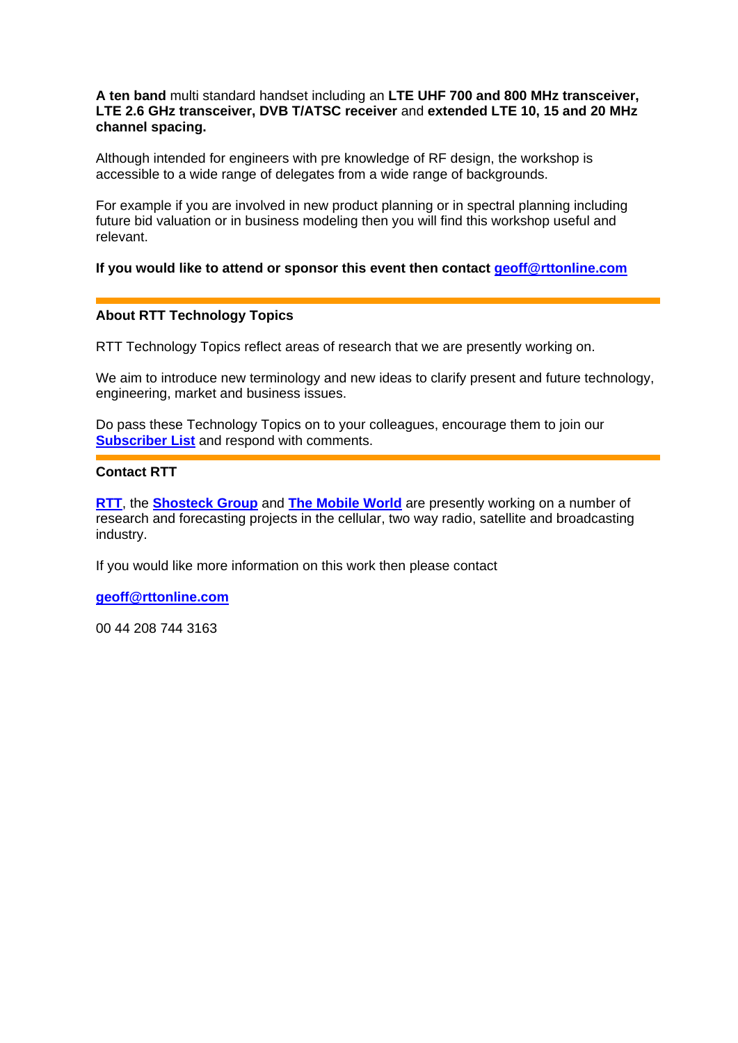**A ten band** multi standard handset including an **LTE UHF 700 and 800 MHz transceiver, LTE 2.6 GHz transceiver, DVB T/ATSC receiver** and **extended LTE 10, 15 and 20 MHz channel spacing.**

Although intended for engineers with pre knowledge of RF design, the workshop is accessible to a wide range of delegates from a wide range of backgrounds.

For example if you are involved in new product planning or in spectral planning including future bid valuation or in business modeling then you will find this workshop useful and relevant.

**If you would like to attend or sponsor this event then contact geoff@rttonline.com**

---

**About RTT Technology Topics**

RTT Technology Topics reflect areas of research that we are presently working on.

We aim to introduce new terminology and new ideas to clarify present and future technology, engineering, market and business issues.

Do pass these Technology Topics on to your colleagues, encourage them to join our **Subscriber List** and respond with comments.

---

**Contact RTT**

**RTT**, the **Shosteck Group** and **The Mobile World** are presently working on a number of research and forecasting projects in the cellular, two way radio, satellite and broadcasting industry.

If you would like more information on this work then please contact

**geoff@rttonline.com**

00 44 208 744 3163